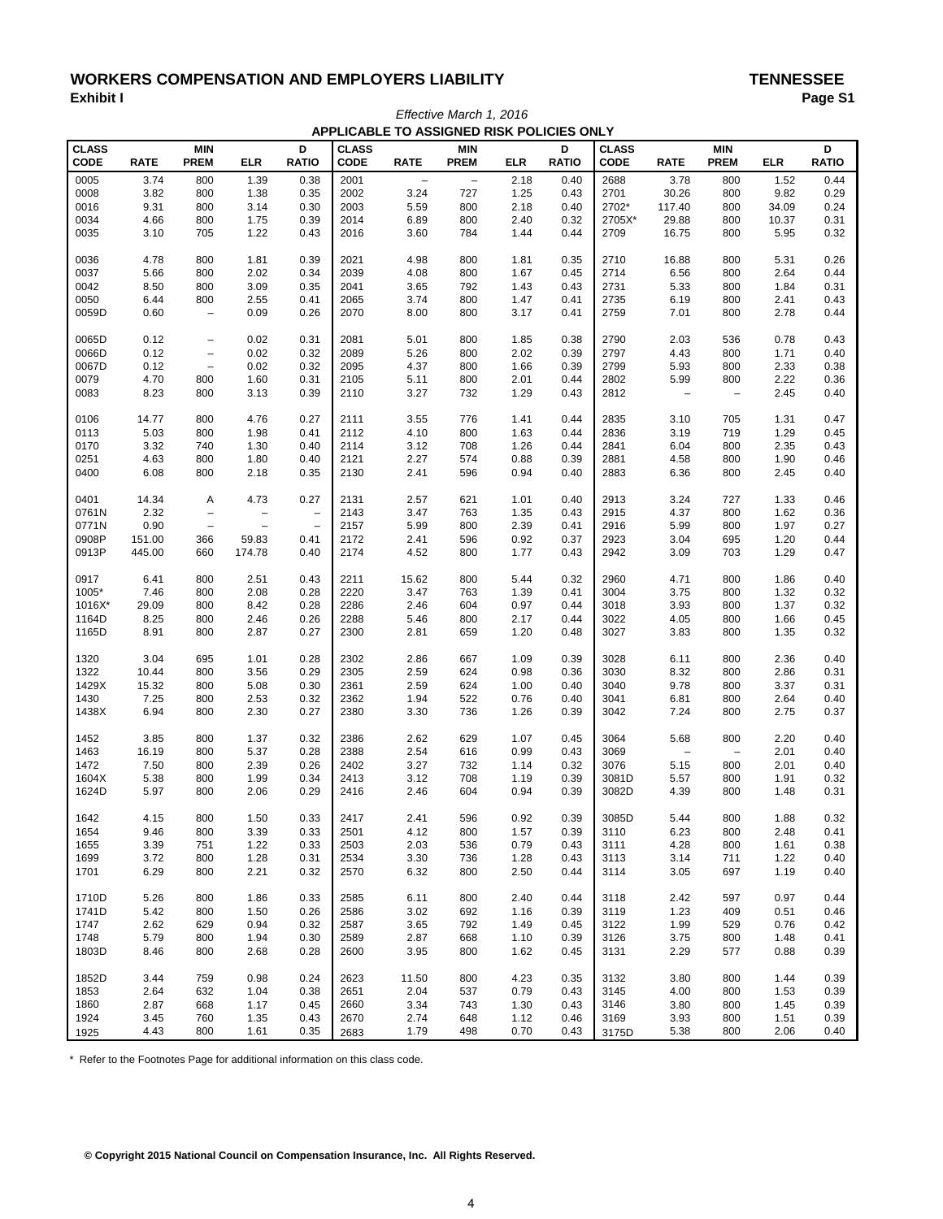# WORKERS COMPENSATION AND EMPLOYERS LIABILITY

**TENNESSEE**

**Exhibit I**

*Effective March 1, 2016*

**APPLICABLE TO ASSIGNED RISK POLICIES ONLY**

| CLASS CODE | RATE | MIN PREM | ELR | D RATIO | CLASS CODE | RATE | MIN PREM | ELR | D RATIO | CLASS CODE | RATE | MIN PREM | ELR | D RATIO |
|---|---|---|---|---|---|---|---|---|---|---|---|---|---|---|
| 0005 | 3.74 | 800 | 1.39 | 0.38 | 2001 | – | – | 2.18 | 0.40 | 2688 | 3.78 | 800 | 1.52 | 0.44 |
| 0008 | 3.82 | 800 | 1.38 | 0.35 | 2002 | 3.24 | 727 | 1.25 | 0.43 | 2701 | 30.26 | 800 | 9.82 | 0.29 |
| 0016 | 9.31 | 800 | 3.14 | 0.30 | 2003 | 5.59 | 800 | 2.18 | 0.40 | 2702* | 117.40 | 800 | 34.09 | 0.24 |
| 0034 | 4.66 | 800 | 1.75 | 0.39 | 2014 | 6.89 | 800 | 2.40 | 0.32 | 2705X* | 29.88 | 800 | 10.37 | 0.31 |
| 0035 | 3.10 | 705 | 1.22 | 0.43 | 2016 | 3.60 | 784 | 1.44 | 0.44 | 2709 | 16.75 | 800 | 5.95 | 0.32 |
| 0036 | 4.78 | 800 | 1.81 | 0.39 | 2021 | 4.98 | 800 | 1.81 | 0.35 | 2710 | 16.88 | 800 | 5.31 | 0.26 |
| 0037 | 5.66 | 800 | 2.02 | 0.34 | 2039 | 4.08 | 800 | 1.67 | 0.45 | 2714 | 6.56 | 800 | 2.64 | 0.44 |
| 0042 | 8.50 | 800 | 3.09 | 0.35 | 2041 | 3.65 | 792 | 1.43 | 0.43 | 2731 | 5.33 | 800 | 1.84 | 0.31 |
| 0050 | 6.44 | 800 | 2.55 | 0.41 | 2065 | 3.74 | 800 | 1.47 | 0.41 | 2735 | 6.19 | 800 | 2.41 | 0.43 |
| 0059D | 0.60 | – | 0.09 | 0.26 | 2070 | 8.00 | 800 | 3.17 | 0.41 | 2759 | 7.01 | 800 | 2.78 | 0.44 |
| 0065D | 0.12 | – | 0.02 | 0.31 | 2081 | 5.01 | 800 | 1.85 | 0.38 | 2790 | 2.03 | 536 | 0.78 | 0.43 |
| 0066D | 0.12 | – | 0.02 | 0.32 | 2089 | 5.26 | 800 | 2.02 | 0.39 | 2797 | 4.43 | 800 | 1.71 | 0.40 |
| 0067D | 0.12 | – | 0.02 | 0.32 | 2095 | 4.37 | 800 | 1.66 | 0.39 | 2799 | 5.93 | 800 | 2.33 | 0.38 |
| 0079 | 4.70 | 800 | 1.60 | 0.31 | 2105 | 5.11 | 800 | 2.01 | 0.44 | 2802 | 5.99 | 800 | 2.22 | 0.36 |
| 0083 | 8.23 | 800 | 3.13 | 0.39 | 2110 | 3.27 | 732 | 1.29 | 0.43 | 2812 | – | – | 2.45 | 0.40 |
| 0106 | 14.77 | 800 | 4.76 | 0.27 | 2111 | 3.55 | 776 | 1.41 | 0.44 | 2835 | 3.10 | 705 | 1.31 | 0.47 |
| 0113 | 5.03 | 800 | 1.98 | 0.41 | 2112 | 4.10 | 800 | 1.63 | 0.44 | 2836 | 3.19 | 719 | 1.29 | 0.45 |
| 0170 | 3.32 | 740 | 1.30 | 0.40 | 2114 | 3.12 | 708 | 1.26 | 0.44 | 2841 | 6.04 | 800 | 2.35 | 0.43 |
| 0251 | 4.63 | 800 | 1.80 | 0.40 | 2121 | 2.27 | 574 | 0.88 | 0.39 | 2881 | 4.58 | 800 | 1.90 | 0.46 |
| 0400 | 6.08 | 800 | 2.18 | 0.35 | 2130 | 2.41 | 596 | 0.94 | 0.40 | 2883 | 6.36 | 800 | 2.45 | 0.40 |
| 0401 | 14.34 | A | 4.73 | 0.27 | 2131 | 2.57 | 621 | 1.01 | 0.40 | 2913 | 3.24 | 727 | 1.33 | 0.46 |
| 0761N | 2.32 | – | – | – | 2143 | 3.47 | 763 | 1.35 | 0.43 | 2915 | 4.37 | 800 | 1.62 | 0.36 |
| 0771N | 0.90 | – | – | – | 2157 | 5.99 | 800 | 2.39 | 0.41 | 2916 | 5.99 | 800 | 1.97 | 0.27 |
| 0908P | 151.00 | 366 | 59.83 | 0.41 | 2172 | 2.41 | 596 | 0.92 | 0.37 | 2923 | 3.04 | 695 | 1.20 | 0.44 |
| 0913P | 445.00 | 660 | 174.78 | 0.40 | 2174 | 4.52 | 800 | 1.77 | 0.43 | 2942 | 3.09 | 703 | 1.29 | 0.47 |
| 0917 | 6.41 | 800 | 2.51 | 0.43 | 2211 | 15.62 | 800 | 5.44 | 0.32 | 2960 | 4.71 | 800 | 1.86 | 0.40 |
| 1005* | 7.46 | 800 | 2.08 | 0.28 | 2220 | 3.47 | 763 | 1.39 | 0.41 | 3004 | 3.75 | 800 | 1.32 | 0.32 |
| 1016X* | 29.09 | 800 | 8.42 | 0.28 | 2286 | 2.46 | 604 | 0.97 | 0.44 | 3018 | 3.93 | 800 | 1.37 | 0.32 |
| 1164D | 8.25 | 800 | 2.46 | 0.26 | 2288 | 5.46 | 800 | 2.17 | 0.44 | 3022 | 4.05 | 800 | 1.66 | 0.45 |
| 1165D | 8.91 | 800 | 2.87 | 0.27 | 2300 | 2.81 | 659 | 1.20 | 0.48 | 3027 | 3.83 | 800 | 1.35 | 0.32 |
| 1320 | 3.04 | 695 | 1.01 | 0.28 | 2302 | 2.86 | 667 | 1.09 | 0.39 | 3028 | 6.11 | 800 | 2.36 | 0.40 |
| 1322 | 10.44 | 800 | 3.56 | 0.29 | 2305 | 2.59 | 624 | 0.98 | 0.36 | 3030 | 8.32 | 800 | 2.86 | 0.31 |
| 1429X | 15.32 | 800 | 5.08 | 0.30 | 2361 | 2.59 | 624 | 1.00 | 0.40 | 3040 | 9.78 | 800 | 3.37 | 0.31 |
| 1430 | 7.25 | 800 | 2.53 | 0.32 | 2362 | 1.94 | 522 | 0.76 | 0.40 | 3041 | 6.81 | 800 | 2.64 | 0.40 |
| 1438X | 6.94 | 800 | 2.30 | 0.27 | 2380 | 3.30 | 736 | 1.26 | 0.39 | 3042 | 7.24 | 800 | 2.75 | 0.37 |
| 1452 | 3.85 | 800 | 1.37 | 0.32 | 2386 | 2.62 | 629 | 1.07 | 0.45 | 3064 | 5.68 | 800 | 2.20 | 0.40 |
| 1463 | 16.19 | 800 | 5.37 | 0.28 | 2388 | 2.54 | 616 | 0.99 | 0.43 | 3069 | – | – | 2.01 | 0.40 |
| 1472 | 7.50 | 800 | 2.39 | 0.26 | 2402 | 3.27 | 732 | 1.14 | 0.32 | 3076 | 5.15 | 800 | 2.01 | 0.40 |
| 1604X | 5.38 | 800 | 1.99 | 0.34 | 2413 | 3.12 | 708 | 1.19 | 0.39 | 3081D | 5.57 | 800 | 1.91 | 0.32 |
| 1624D | 5.97 | 800 | 2.06 | 0.29 | 2416 | 2.46 | 604 | 0.94 | 0.39 | 3082D | 4.39 | 800 | 1.48 | 0.31 |
| 1642 | 4.15 | 800 | 1.50 | 0.33 | 2417 | 2.41 | 596 | 0.92 | 0.39 | 3085D | 5.44 | 800 | 1.88 | 0.32 |
| 1654 | 9.46 | 800 | 3.39 | 0.33 | 2501 | 4.12 | 800 | 1.57 | 0.39 | 3110 | 6.23 | 800 | 2.48 | 0.41 |
| 1655 | 3.39 | 751 | 1.22 | 0.33 | 2503 | 2.03 | 536 | 0.79 | 0.43 | 3111 | 4.28 | 800 | 1.61 | 0.38 |
| 1699 | 3.72 | 800 | 1.28 | 0.31 | 2534 | 3.30 | 736 | 1.28 | 0.43 | 3113 | 3.14 | 711 | 1.22 | 0.40 |
| 1701 | 6.29 | 800 | 2.21 | 0.32 | 2570 | 6.32 | 800 | 2.50 | 0.44 | 3114 | 3.05 | 697 | 1.19 | 0.40 |
| 1710D | 5.26 | 800 | 1.86 | 0.33 | 2585 | 6.11 | 800 | 2.40 | 0.44 | 3118 | 2.42 | 597 | 0.97 | 0.44 |
| 1741D | 5.42 | 800 | 1.50 | 0.26 | 2586 | 3.02 | 692 | 1.16 | 0.39 | 3119 | 1.23 | 409 | 0.51 | 0.46 |
| 1747 | 2.62 | 629 | 0.94 | 0.32 | 2587 | 3.65 | 792 | 1.49 | 0.45 | 3122 | 1.99 | 529 | 0.76 | 0.42 |
| 1748 | 5.79 | 800 | 1.94 | 0.30 | 2589 | 2.87 | 668 | 1.10 | 0.39 | 3126 | 3.75 | 800 | 1.48 | 0.41 |
| 1803D | 8.46 | 800 | 2.68 | 0.28 | 2600 | 3.95 | 800 | 1.62 | 0.45 | 3131 | 2.29 | 577 | 0.88 | 0.39 |
| 1852D | 3.44 | 759 | 0.98 | 0.24 | 2623 | 11.50 | 800 | 4.23 | 0.35 | 3132 | 3.80 | 800 | 1.44 | 0.39 |
| 1853 | 2.64 | 632 | 1.04 | 0.38 | 2651 | 2.04 | 537 | 0.79 | 0.43 | 3145 | 4.00 | 800 | 1.53 | 0.39 |
| 1860 | 2.87 | 668 | 1.17 | 0.45 | 2660 | 3.34 | 743 | 1.30 | 0.43 | 3146 | 3.80 | 800 | 1.45 | 0.39 |
| 1924 | 3.45 | 760 | 1.35 | 0.43 | 2670 | 2.74 | 648 | 1.12 | 0.46 | 3169 | 3.93 | 800 | 1.51 | 0.39 |
| 1925 | 4.43 | 800 | 1.61 | 0.35 | 2683 | 1.79 | 498 | 0.70 | 0.43 | 3175D | 5.38 | 800 | 2.06 | 0.40 |

\* Refer to the Footnotes Page for additional information on this class code.

**© Copyright 2015 National Council on Compensation Insurance, Inc. All Rights Reserved.**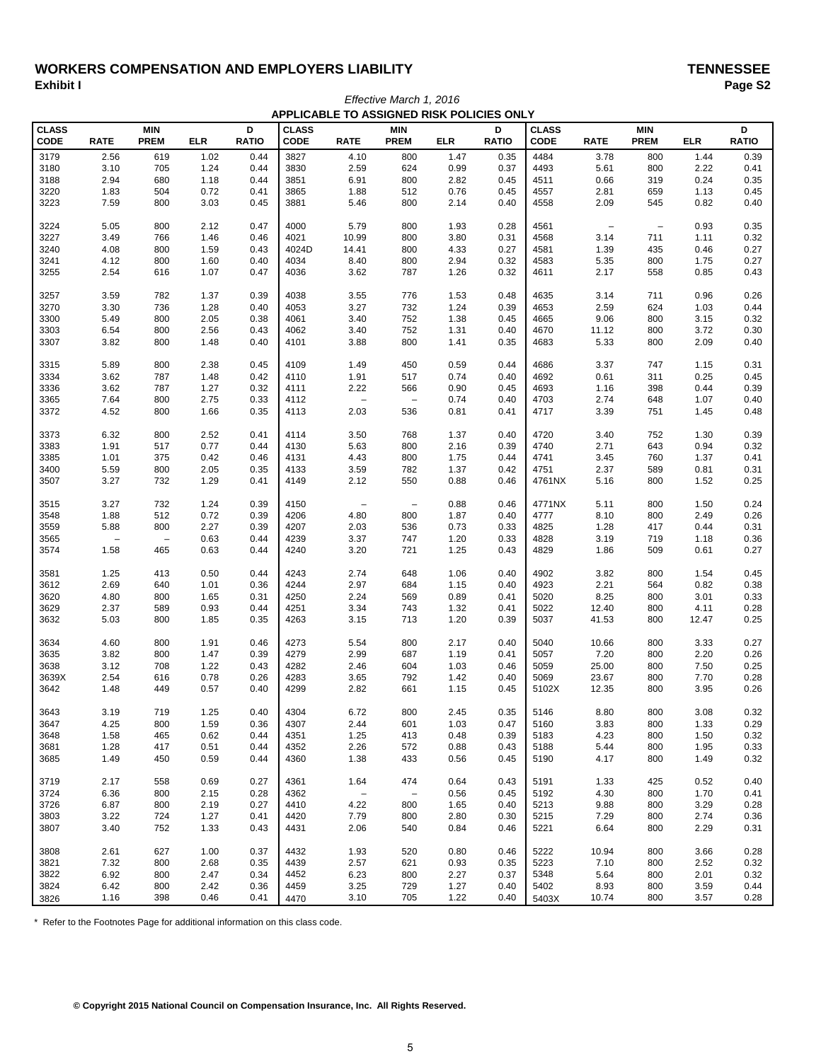# WORKERS COMPENSATION AND EMPLOYERS LIABILITY

**TENNESSEE**

**Exhibit I**

*Effective March 1, 2016*

**APPLICABLE TO ASSIGNED RISK POLICIES ONLY**

| CLASS CODE | RATE | MIN PREM | ELR | D RATIO | CLASS CODE | RATE | MIN PREM | ELR | D RATIO | CLASS CODE | RATE | MIN PREM | ELR | D RATIO |
|---|---|---|---|---|---|---|---|---|---|---|---|---|---|---|
| 3179 | 2.56 | 619 | 1.02 | 0.44 | 3827 | 4.10 | 800 | 1.47 | 0.35 | 4484 | 3.78 | 800 | 1.44 | 0.39 |
| 3180 | 3.10 | 705 | 1.24 | 0.44 | 3830 | 2.59 | 624 | 0.99 | 0.37 | 4493 | 5.61 | 800 | 2.22 | 0.41 |
| 3188 | 2.94 | 680 | 1.18 | 0.44 | 3851 | 6.91 | 800 | 2.82 | 0.45 | 4511 | 0.66 | 319 | 0.24 | 0.35 |
| 3220 | 1.83 | 504 | 0.72 | 0.41 | 3865 | 1.88 | 512 | 0.76 | 0.45 | 4557 | 2.81 | 659 | 1.13 | 0.45 |
| 3223 | 7.59 | 800 | 3.03 | 0.45 | 3881 | 5.46 | 800 | 2.14 | 0.40 | 4558 | 2.09 | 545 | 0.82 | 0.40 |
| 3224 | 5.05 | 800 | 2.12 | 0.47 | 4000 | 5.79 | 800 | 1.93 | 0.28 | 4561 | – | – | 0.93 | 0.35 |
| 3227 | 3.49 | 766 | 1.46 | 0.46 | 4021 | 10.99 | 800 | 3.80 | 0.31 | 4568 | 3.14 | 711 | 1.11 | 0.32 |
| 3240 | 4.08 | 800 | 1.59 | 0.43 | 4024D | 14.41 | 800 | 4.33 | 0.27 | 4581 | 1.39 | 435 | 0.46 | 0.27 |
| 3241 | 4.12 | 800 | 1.60 | 0.40 | 4034 | 8.40 | 800 | 2.94 | 0.32 | 4583 | 5.35 | 800 | 1.75 | 0.27 |
| 3255 | 2.54 | 616 | 1.07 | 0.47 | 4036 | 3.62 | 787 | 1.26 | 0.32 | 4611 | 2.17 | 558 | 0.85 | 0.43 |
| 3257 | 3.59 | 782 | 1.37 | 0.39 | 4038 | 3.55 | 776 | 1.53 | 0.48 | 4635 | 3.14 | 711 | 0.96 | 0.26 |
| 3270 | 3.30 | 736 | 1.28 | 0.40 | 4053 | 3.27 | 732 | 1.24 | 0.39 | 4653 | 2.59 | 624 | 1.03 | 0.44 |
| 3300 | 5.49 | 800 | 2.05 | 0.38 | 4061 | 3.40 | 752 | 1.38 | 0.45 | 4665 | 9.06 | 800 | 3.15 | 0.32 |
| 3303 | 6.54 | 800 | 2.56 | 0.43 | 4062 | 3.40 | 752 | 1.31 | 0.40 | 4670 | 11.12 | 800 | 3.72 | 0.30 |
| 3307 | 3.82 | 800 | 1.48 | 0.40 | 4101 | 3.88 | 800 | 1.41 | 0.35 | 4683 | 5.33 | 800 | 2.09 | 0.40 |
| 3315 | 5.89 | 800 | 2.38 | 0.45 | 4109 | 1.49 | 450 | 0.59 | 0.44 | 4686 | 3.37 | 747 | 1.15 | 0.31 |
| 3334 | 3.62 | 787 | 1.48 | 0.42 | 4110 | 1.91 | 517 | 0.74 | 0.40 | 4692 | 0.61 | 311 | 0.25 | 0.45 |
| 3336 | 3.62 | 787 | 1.27 | 0.32 | 4111 | 2.22 | 566 | 0.90 | 0.45 | 4693 | 1.16 | 398 | 0.44 | 0.39 |
| 3365 | 7.64 | 800 | 2.75 | 0.33 | 4112 | – | – | 0.74 | 0.40 | 4703 | 2.74 | 648 | 1.07 | 0.40 |
| 3372 | 4.52 | 800 | 1.66 | 0.35 | 4113 | 2.03 | 536 | 0.81 | 0.41 | 4717 | 3.39 | 751 | 1.45 | 0.48 |
| 3373 | 6.32 | 800 | 2.52 | 0.41 | 4114 | 3.50 | 768 | 1.37 | 0.40 | 4720 | 3.40 | 752 | 1.30 | 0.39 |
| 3383 | 1.91 | 517 | 0.77 | 0.44 | 4130 | 5.63 | 800 | 2.16 | 0.39 | 4740 | 2.71 | 643 | 0.94 | 0.32 |
| 3385 | 1.01 | 375 | 0.42 | 0.46 | 4131 | 4.43 | 800 | 1.75 | 0.44 | 4741 | 3.45 | 760 | 1.37 | 0.41 |
| 3400 | 5.59 | 800 | 2.05 | 0.35 | 4133 | 3.59 | 782 | 1.37 | 0.42 | 4751 | 2.37 | 589 | 0.81 | 0.31 |
| 3507 | 3.27 | 732 | 1.29 | 0.41 | 4149 | 2.12 | 550 | 0.88 | 0.46 | 4761NX | 5.16 | 800 | 1.52 | 0.25 |
| 3515 | 3.27 | 732 | 1.24 | 0.39 | 4150 | – | – | 0.88 | 0.46 | 4771NX | 5.11 | 800 | 1.50 | 0.24 |
| 3548 | 1.88 | 512 | 0.72 | 0.39 | 4206 | 4.80 | 800 | 1.87 | 0.40 | 4777 | 8.10 | 800 | 2.49 | 0.26 |
| 3559 | 5.88 | 800 | 2.27 | 0.39 | 4207 | 2.03 | 536 | 0.73 | 0.33 | 4825 | 1.28 | 417 | 0.44 | 0.31 |
| 3565 | – | – | 0.63 | 0.44 | 4239 | 3.37 | 747 | 1.20 | 0.33 | 4828 | 3.19 | 719 | 1.18 | 0.36 |
| 3574 | 1.58 | 465 | 0.63 | 0.44 | 4240 | 3.20 | 721 | 1.25 | 0.43 | 4829 | 1.86 | 509 | 0.61 | 0.27 |
| 3581 | 1.25 | 413 | 0.50 | 0.44 | 4243 | 2.74 | 648 | 1.06 | 0.40 | 4902 | 3.82 | 800 | 1.54 | 0.45 |
| 3612 | 2.69 | 640 | 1.01 | 0.36 | 4244 | 2.97 | 684 | 1.15 | 0.40 | 4923 | 2.21 | 564 | 0.82 | 0.38 |
| 3620 | 4.80 | 800 | 1.65 | 0.31 | 4250 | 2.24 | 569 | 0.89 | 0.41 | 5020 | 8.25 | 800 | 3.01 | 0.33 |
| 3629 | 2.37 | 589 | 0.93 | 0.44 | 4251 | 3.34 | 743 | 1.32 | 0.41 | 5022 | 12.40 | 800 | 4.11 | 0.28 |
| 3632 | 5.03 | 800 | 1.85 | 0.35 | 4263 | 3.15 | 713 | 1.20 | 0.39 | 5037 | 41.53 | 800 | 12.47 | 0.25 |
| 3634 | 4.60 | 800 | 1.91 | 0.46 | 4273 | 5.54 | 800 | 2.17 | 0.40 | 5040 | 10.66 | 800 | 3.33 | 0.27 |
| 3635 | 3.82 | 800 | 1.47 | 0.39 | 4279 | 2.99 | 687 | 1.19 | 0.41 | 5057 | 7.20 | 800 | 2.20 | 0.26 |
| 3638 | 3.12 | 708 | 1.22 | 0.43 | 4282 | 2.46 | 604 | 1.03 | 0.46 | 5059 | 25.00 | 800 | 7.50 | 0.25 |
| 3639X | 2.54 | 616 | 0.78 | 0.26 | 4283 | 3.65 | 792 | 1.42 | 0.40 | 5069 | 23.67 | 800 | 7.70 | 0.28 |
| 3642 | 1.48 | 449 | 0.57 | 0.40 | 4299 | 2.82 | 661 | 1.15 | 0.45 | 5102X | 12.35 | 800 | 3.95 | 0.26 |
| 3643 | 3.19 | 719 | 1.25 | 0.40 | 4304 | 6.72 | 800 | 2.45 | 0.35 | 5146 | 8.80 | 800 | 3.08 | 0.32 |
| 3647 | 4.25 | 800 | 1.59 | 0.36 | 4307 | 2.44 | 601 | 1.03 | 0.47 | 5160 | 3.83 | 800 | 1.33 | 0.29 |
| 3648 | 1.58 | 465 | 0.62 | 0.44 | 4351 | 1.25 | 413 | 0.48 | 0.39 | 5183 | 4.23 | 800 | 1.50 | 0.32 |
| 3681 | 1.28 | 417 | 0.51 | 0.44 | 4352 | 2.26 | 572 | 0.88 | 0.43 | 5188 | 5.44 | 800 | 1.95 | 0.33 |
| 3685 | 1.49 | 450 | 0.59 | 0.44 | 4360 | 1.38 | 433 | 0.56 | 0.45 | 5190 | 4.17 | 800 | 1.49 | 0.32 |
| 3719 | 2.17 | 558 | 0.69 | 0.27 | 4361 | 1.64 | 474 | 0.64 | 0.43 | 5191 | 1.33 | 425 | 0.52 | 0.40 |
| 3724 | 6.36 | 800 | 2.15 | 0.28 | 4362 | – | – | 0.56 | 0.45 | 5192 | 4.30 | 800 | 1.70 | 0.41 |
| 3726 | 6.87 | 800 | 2.19 | 0.27 | 4410 | 4.22 | 800 | 1.65 | 0.40 | 5213 | 9.88 | 800 | 3.29 | 0.28 |
| 3803 | 3.22 | 724 | 1.27 | 0.41 | 4420 | 7.79 | 800 | 2.80 | 0.30 | 5215 | 7.29 | 800 | 2.74 | 0.36 |
| 3807 | 3.40 | 752 | 1.33 | 0.43 | 4431 | 2.06 | 540 | 0.84 | 0.46 | 5221 | 6.64 | 800 | 2.29 | 0.31 |
| 3808 | 2.61 | 627 | 1.00 | 0.37 | 4432 | 1.93 | 520 | 0.80 | 0.46 | 5222 | 10.94 | 800 | 3.66 | 0.28 |
| 3821 | 7.32 | 800 | 2.68 | 0.35 | 4439 | 2.57 | 621 | 0.93 | 0.35 | 5223 | 7.10 | 800 | 2.52 | 0.32 |
| 3822 | 6.92 | 800 | 2.47 | 0.34 | 4452 | 6.23 | 800 | 2.27 | 0.37 | 5348 | 5.64 | 800 | 2.01 | 0.32 |
| 3824 | 6.42 | 800 | 2.42 | 0.36 | 4459 | 3.25 | 729 | 1.27 | 0.40 | 5402 | 8.93 | 800 | 3.59 | 0.44 |
| 3826 | 1.16 | 398 | 0.46 | 0.41 | 4470 | 3.10 | 705 | 1.22 | 0.40 | 5403X | 10.74 | 800 | 3.57 | 0.28 |

* Refer to the Footnotes Page for additional information on this class code.

**© Copyright 2015 National Council on Compensation Insurance, Inc. All Rights Reserved.**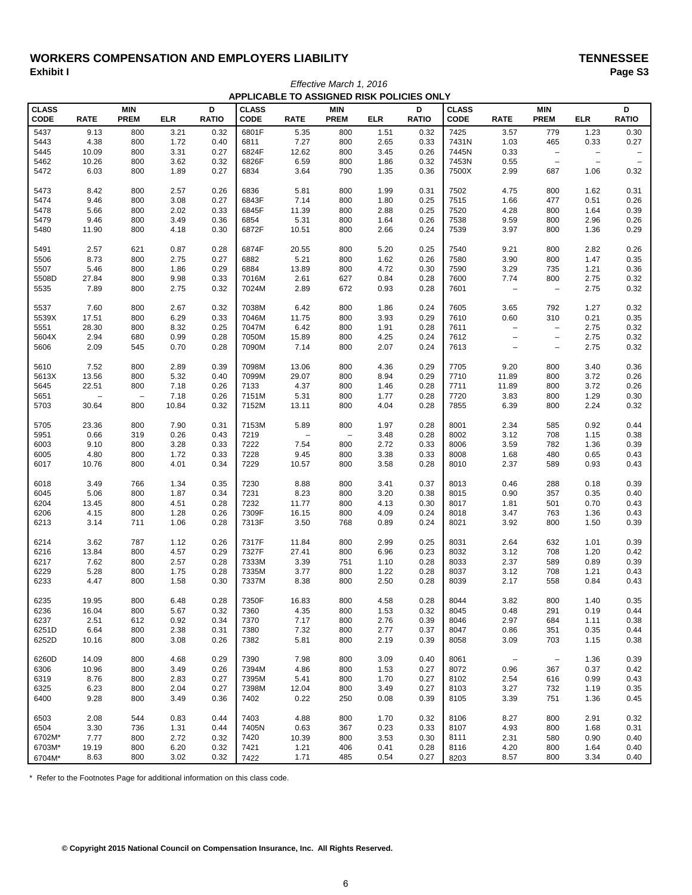# WORKERS COMPENSATION AND EMPLOYERS LIABILITY — TENNESSEE

**Exhibit I** — **Page S3**

*Effective March 1, 2016*

**APPLICABLE TO ASSIGNED RISK POLICIES ONLY**

| CLASS CODE | RATE | MIN PREM | ELR | D RATIO | CLASS CODE | RATE | MIN PREM | ELR | D RATIO | CLASS CODE | RATE | MIN PREM | ELR | D RATIO |
|---|---|---|---|---|---|---|---|---|---|---|---|---|---|---|
| 5437 | 9.13 | 800 | 3.21 | 0.32 | 6801F | 5.35 | 800 | 1.51 | 0.32 | 7425 | 3.57 | 779 | 1.23 | 0.30 |
| 5443 | 4.38 | 800 | 1.72 | 0.40 | 6811 | 7.27 | 800 | 2.65 | 0.33 | 7431N | 1.03 | 465 | 0.33 | 0.27 |
| 5445 | 10.09 | 800 | 3.31 | 0.27 | 6824F | 12.62 | 800 | 3.45 | 0.26 | 7445N | 0.33 | – | – | – |
| 5462 | 10.26 | 800 | 3.62 | 0.32 | 6826F | 6.59 | 800 | 1.86 | 0.32 | 7453N | 0.55 | – | – | – |
| 5472 | 6.03 | 800 | 1.89 | 0.27 | 6834 | 3.64 | 790 | 1.35 | 0.36 | 7500X | 2.99 | 687 | 1.06 | 0.32 |
| 5473 | 8.42 | 800 | 2.57 | 0.26 | 6836 | 5.81 | 800 | 1.99 | 0.31 | 7502 | 4.75 | 800 | 1.62 | 0.31 |
| 5474 | 9.46 | 800 | 3.08 | 0.27 | 6843F | 7.14 | 800 | 1.80 | 0.25 | 7515 | 1.66 | 477 | 0.51 | 0.26 |
| 5478 | 5.66 | 800 | 2.02 | 0.33 | 6845F | 11.39 | 800 | 2.88 | 0.25 | 7520 | 4.28 | 800 | 1.64 | 0.39 |
| 5479 | 9.46 | 800 | 3.49 | 0.36 | 6854 | 5.31 | 800 | 1.64 | 0.26 | 7538 | 9.59 | 800 | 2.96 | 0.26 |
| 5480 | 11.90 | 800 | 4.18 | 0.30 | 6872F | 10.51 | 800 | 2.66 | 0.24 | 7539 | 3.97 | 800 | 1.36 | 0.29 |
| 5491 | 2.57 | 621 | 0.87 | 0.28 | 6874F | 20.55 | 800 | 5.20 | 0.25 | 7540 | 9.21 | 800 | 2.82 | 0.26 |
| 5506 | 8.73 | 800 | 2.75 | 0.27 | 6882 | 5.21 | 800 | 1.62 | 0.26 | 7580 | 3.90 | 800 | 1.47 | 0.35 |
| 5507 | 5.46 | 800 | 1.86 | 0.29 | 6884 | 13.89 | 800 | 4.72 | 0.30 | 7590 | 3.29 | 735 | 1.21 | 0.36 |
| 5508D | 27.84 | 800 | 9.98 | 0.33 | 7016M | 2.61 | 627 | 0.84 | 0.28 | 7600 | 7.74 | 800 | 2.75 | 0.32 |
| 5535 | 7.89 | 800 | 2.75 | 0.32 | 7024M | 2.89 | 672 | 0.93 | 0.28 | 7601 | – | – | 2.75 | 0.32 |
| 5537 | 7.60 | 800 | 2.67 | 0.32 | 7038M | 6.42 | 800 | 1.86 | 0.24 | 7605 | 3.65 | 792 | 1.27 | 0.32 |
| 5539X | 17.51 | 800 | 6.29 | 0.33 | 7046M | 11.75 | 800 | 3.93 | 0.29 | 7610 | 0.60 | 310 | 0.21 | 0.35 |
| 5551 | 28.30 | 800 | 8.32 | 0.25 | 7047M | 6.42 | 800 | 1.91 | 0.28 | 7611 | – | – | 2.75 | 0.32 |
| 5604X | 2.94 | 680 | 0.99 | 0.28 | 7050M | 15.89 | 800 | 4.25 | 0.24 | 7612 | – | – | 2.75 | 0.32 |
| 5606 | 2.09 | 545 | 0.70 | 0.28 | 7090M | 7.14 | 800 | 2.07 | 0.24 | 7613 | – | – | 2.75 | 0.32 |
| 5610 | 7.52 | 800 | 2.89 | 0.39 | 7098M | 13.06 | 800 | 4.36 | 0.29 | 7705 | 9.20 | 800 | 3.40 | 0.36 |
| 5613X | 13.56 | 800 | 5.32 | 0.40 | 7099M | 29.07 | 800 | 8.94 | 0.29 | 7710 | 11.89 | 800 | 3.72 | 0.26 |
| 5645 | 22.51 | 800 | 7.18 | 0.26 | 7133 | 4.37 | 800 | 1.46 | 0.28 | 7711 | 11.89 | 800 | 3.72 | 0.26 |
| 5651 | – | – | 7.18 | 0.26 | 7151M | 5.31 | 800 | 1.77 | 0.28 | 7720 | 3.83 | 800 | 1.29 | 0.30 |
| 5703 | 30.64 | 800 | 10.84 | 0.32 | 7152M | 13.11 | 800 | 4.04 | 0.28 | 7855 | 6.39 | 800 | 2.24 | 0.32 |
| 5705 | 23.36 | 800 | 7.90 | 0.31 | 7153M | 5.89 | 800 | 1.97 | 0.28 | 8001 | 2.34 | 585 | 0.92 | 0.44 |
| 5951 | 0.66 | 319 | 0.26 | 0.43 | 7219 | – | – | 3.48 | 0.28 | 8002 | 3.12 | 708 | 1.15 | 0.38 |
| 6003 | 9.10 | 800 | 3.28 | 0.33 | 7222 | 7.54 | 800 | 2.72 | 0.33 | 8006 | 3.59 | 782 | 1.36 | 0.39 |
| 6005 | 4.80 | 800 | 1.72 | 0.33 | 7228 | 9.45 | 800 | 3.38 | 0.33 | 8008 | 1.68 | 480 | 0.65 | 0.43 |
| 6017 | 10.76 | 800 | 4.01 | 0.34 | 7229 | 10.57 | 800 | 3.58 | 0.28 | 8010 | 2.37 | 589 | 0.93 | 0.43 |
| 6018 | 3.49 | 766 | 1.34 | 0.35 | 7230 | 8.88 | 800 | 3.41 | 0.37 | 8013 | 0.46 | 288 | 0.18 | 0.39 |
| 6045 | 5.06 | 800 | 1.87 | 0.34 | 7231 | 8.23 | 800 | 3.20 | 0.38 | 8015 | 0.90 | 357 | 0.35 | 0.40 |
| 6204 | 13.45 | 800 | 4.51 | 0.28 | 7232 | 11.77 | 800 | 4.13 | 0.30 | 8017 | 1.81 | 501 | 0.70 | 0.43 |
| 6206 | 4.15 | 800 | 1.28 | 0.26 | 7309F | 16.15 | 800 | 4.09 | 0.24 | 8018 | 3.47 | 763 | 1.36 | 0.43 |
| 6213 | 3.14 | 711 | 1.06 | 0.28 | 7313F | 3.50 | 768 | 0.89 | 0.24 | 8021 | 3.92 | 800 | 1.50 | 0.39 |
| 6214 | 3.62 | 787 | 1.12 | 0.26 | 7317F | 11.84 | 800 | 2.99 | 0.25 | 8031 | 2.64 | 632 | 1.01 | 0.39 |
| 6216 | 13.84 | 800 | 4.57 | 0.29 | 7327F | 27.41 | 800 | 6.96 | 0.23 | 8032 | 3.12 | 708 | 1.20 | 0.42 |
| 6217 | 7.62 | 800 | 2.57 | 0.28 | 7333M | 3.39 | 751 | 1.10 | 0.28 | 8033 | 2.37 | 589 | 0.89 | 0.39 |
| 6229 | 5.28 | 800 | 1.75 | 0.28 | 7335M | 3.77 | 800 | 1.22 | 0.28 | 8037 | 3.12 | 708 | 1.21 | 0.43 |
| 6233 | 4.47 | 800 | 1.58 | 0.30 | 7337M | 8.38 | 800 | 2.50 | 0.28 | 8039 | 2.17 | 558 | 0.84 | 0.43 |
| 6235 | 19.95 | 800 | 6.48 | 0.28 | 7350F | 16.83 | 800 | 4.58 | 0.28 | 8044 | 3.82 | 800 | 1.40 | 0.35 |
| 6236 | 16.04 | 800 | 5.67 | 0.32 | 7360 | 4.35 | 800 | 1.53 | 0.32 | 8045 | 0.48 | 291 | 0.19 | 0.44 |
| 6237 | 2.51 | 612 | 0.92 | 0.34 | 7370 | 7.17 | 800 | 2.76 | 0.39 | 8046 | 2.97 | 684 | 1.11 | 0.38 |
| 6251D | 6.64 | 800 | 2.38 | 0.31 | 7380 | 7.32 | 800 | 2.77 | 0.37 | 8047 | 0.86 | 351 | 0.35 | 0.44 |
| 6252D | 10.16 | 800 | 3.08 | 0.26 | 7382 | 5.81 | 800 | 2.19 | 0.39 | 8058 | 3.09 | 703 | 1.15 | 0.38 |
| 6260D | 14.09 | 800 | 4.68 | 0.29 | 7390 | 7.98 | 800 | 3.09 | 0.40 | 8061 | – | – | 1.36 | 0.39 |
| 6306 | 10.96 | 800 | 3.49 | 0.26 | 7394M | 4.86 | 800 | 1.53 | 0.27 | 8072 | 0.96 | 367 | 0.37 | 0.42 |
| 6319 | 8.76 | 800 | 2.83 | 0.27 | 7395M | 5.41 | 800 | 1.70 | 0.27 | 8102 | 2.54 | 616 | 0.99 | 0.43 |
| 6325 | 6.23 | 800 | 2.04 | 0.27 | 7398M | 12.04 | 800 | 3.49 | 0.27 | 8103 | 3.27 | 732 | 1.19 | 0.35 |
| 6400 | 9.28 | 800 | 3.49 | 0.36 | 7402 | 0.22 | 250 | 0.08 | 0.39 | 8105 | 3.39 | 751 | 1.36 | 0.45 |
| 6503 | 2.08 | 544 | 0.83 | 0.44 | 7403 | 4.88 | 800 | 1.70 | 0.32 | 8106 | 8.27 | 800 | 2.91 | 0.32 |
| 6504 | 3.30 | 736 | 1.31 | 0.44 | 7405N | 0.63 | 367 | 0.23 | 0.33 | 8107 | 4.93 | 800 | 1.68 | 0.31 |
| 6702M* | 7.77 | 800 | 2.72 | 0.32 | 7420 | 10.39 | 800 | 3.53 | 0.30 | 8111 | 2.31 | 580 | 0.90 | 0.40 |
| 6703M* | 19.19 | 800 | 6.20 | 0.32 | 7421 | 1.21 | 406 | 0.41 | 0.28 | 8116 | 4.20 | 800 | 1.64 | 0.40 |
| 6704M* | 8.63 | 800 | 3.02 | 0.32 | 7422 | 1.71 | 485 | 0.54 | 0.27 | 8203 | 8.57 | 800 | 3.34 | 0.40 |

\* Refer to the Footnotes Page for additional information on this class code.

**© Copyright 2015 National Council on Compensation Insurance, Inc. All Rights Reserved.**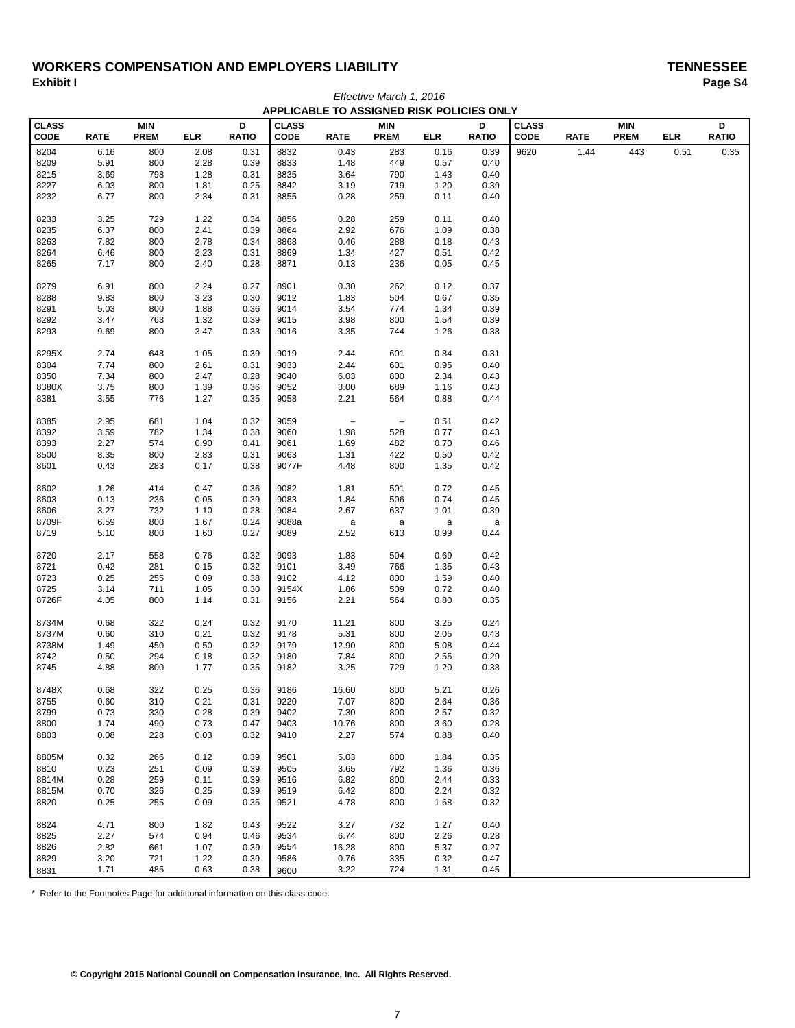# WORKERS COMPENSATION AND EMPLOYERS LIABILITY

**TENNESSEE**

**Exhibit I**

*Effective March 1, 2016*

**APPLICABLE TO ASSIGNED RISK POLICIES ONLY**

| CLASS CODE | RATE | MIN PREM | ELR | D RATIO | CLASS CODE | RATE | MIN PREM | ELR | D RATIO | CLASS CODE | RATE | MIN PREM | ELR | D RATIO |
|---|---|---|---|---|---|---|---|---|---|---|---|---|---|---|
| 8204 | 6.16 | 800 | 2.08 | 0.31 | 8832 | 0.43 | 283 | 0.16 | 0.39 | 9620 | 1.44 | 443 | 0.51 | 0.35 |
| 8209 | 5.91 | 800 | 2.28 | 0.39 | 8833 | 1.48 | 449 | 0.57 | 0.40 | | | | | |
| 8215 | 3.69 | 798 | 1.28 | 0.31 | 8835 | 3.64 | 790 | 1.43 | 0.40 | | | | | |
| 8227 | 6.03 | 800 | 1.81 | 0.25 | 8842 | 3.19 | 719 | 1.20 | 0.39 | | | | | |
| 8232 | 6.77 | 800 | 2.34 | 0.31 | 8855 | 0.28 | 259 | 0.11 | 0.40 | | | | | |
| 8233 | 3.25 | 729 | 1.22 | 0.34 | 8856 | 0.28 | 259 | 0.11 | 0.40 | | | | | |
| 8235 | 6.37 | 800 | 2.41 | 0.39 | 8864 | 2.92 | 676 | 1.09 | 0.38 | | | | | |
| 8263 | 7.82 | 800 | 2.78 | 0.34 | 8868 | 0.46 | 288 | 0.18 | 0.43 | | | | | |
| 8264 | 6.46 | 800 | 2.23 | 0.31 | 8869 | 1.34 | 427 | 0.51 | 0.42 | | | | | |
| 8265 | 7.17 | 800 | 2.40 | 0.28 | 8871 | 0.13 | 236 | 0.05 | 0.45 | | | | | |
| 8279 | 6.91 | 800 | 2.24 | 0.27 | 8901 | 0.30 | 262 | 0.12 | 0.37 | | | | | |
| 8288 | 9.83 | 800 | 3.23 | 0.30 | 9012 | 1.83 | 504 | 0.67 | 0.35 | | | | | |
| 8291 | 5.03 | 800 | 1.88 | 0.36 | 9014 | 3.54 | 774 | 1.34 | 0.39 | | | | | |
| 8292 | 3.47 | 763 | 1.32 | 0.39 | 9015 | 3.98 | 800 | 1.54 | 0.39 | | | | | |
| 8293 | 9.69 | 800 | 3.47 | 0.33 | 9016 | 3.35 | 744 | 1.26 | 0.38 | | | | | |
| 8295X | 2.74 | 648 | 1.05 | 0.39 | 9019 | 2.44 | 601 | 0.84 | 0.31 | | | | | |
| 8304 | 7.74 | 800 | 2.61 | 0.31 | 9033 | 2.44 | 601 | 0.95 | 0.40 | | | | | |
| 8350 | 7.34 | 800 | 2.47 | 0.28 | 9040 | 6.03 | 800 | 2.34 | 0.43 | | | | | |
| 8380X | 3.75 | 800 | 1.39 | 0.36 | 9052 | 3.00 | 689 | 1.16 | 0.43 | | | | | |
| 8381 | 3.55 | 776 | 1.27 | 0.35 | 9058 | 2.21 | 564 | 0.88 | 0.44 | | | | | |
| 8385 | 2.95 | 681 | 1.04 | 0.32 | 9059 | – | – | 0.51 | 0.42 | | | | | |
| 8392 | 3.59 | 782 | 1.34 | 0.38 | 9060 | 1.98 | 528 | 0.77 | 0.43 | | | | | |
| 8393 | 2.27 | 574 | 0.90 | 0.41 | 9061 | 1.69 | 482 | 0.70 | 0.46 | | | | | |
| 8500 | 8.35 | 800 | 2.83 | 0.31 | 9063 | 1.31 | 422 | 0.50 | 0.42 | | | | | |
| 8601 | 0.43 | 283 | 0.17 | 0.38 | 9077F | 4.48 | 800 | 1.35 | 0.42 | | | | | |
| 8602 | 1.26 | 414 | 0.47 | 0.36 | 9082 | 1.81 | 501 | 0.72 | 0.45 | | | | | |
| 8603 | 0.13 | 236 | 0.05 | 0.39 | 9083 | 1.84 | 506 | 0.74 | 0.45 | | | | | |
| 8606 | 3.27 | 732 | 1.10 | 0.28 | 9084 | 2.67 | 637 | 1.01 | 0.39 | | | | | |
| 8709F | 6.59 | 800 | 1.67 | 0.24 | 9088a | a | a | a | a | | | | | |
| 8719 | 5.10 | 800 | 1.60 | 0.27 | 9089 | 2.52 | 613 | 0.99 | 0.44 | | | | | |
| 8720 | 2.17 | 558 | 0.76 | 0.32 | 9093 | 1.83 | 504 | 0.69 | 0.42 | | | | | |
| 8721 | 0.42 | 281 | 0.15 | 0.32 | 9101 | 3.49 | 766 | 1.35 | 0.43 | | | | | |
| 8723 | 0.25 | 255 | 0.09 | 0.38 | 9102 | 4.12 | 800 | 1.59 | 0.40 | | | | | |
| 8725 | 3.14 | 711 | 1.05 | 0.30 | 9154X | 1.86 | 509 | 0.72 | 0.40 | | | | | |
| 8726F | 4.05 | 800 | 1.14 | 0.31 | 9156 | 2.21 | 564 | 0.80 | 0.35 | | | | | |
| 8734M | 0.68 | 322 | 0.24 | 0.32 | 9170 | 11.21 | 800 | 3.25 | 0.24 | | | | | |
| 8737M | 0.60 | 310 | 0.21 | 0.32 | 9178 | 5.31 | 800 | 2.05 | 0.43 | | | | | |
| 8738M | 1.49 | 450 | 0.50 | 0.32 | 9179 | 12.90 | 800 | 5.08 | 0.44 | | | | | |
| 8742 | 0.50 | 294 | 0.18 | 0.32 | 9180 | 7.84 | 800 | 2.55 | 0.29 | | | | | |
| 8745 | 4.88 | 800 | 1.77 | 0.35 | 9182 | 3.25 | 729 | 1.20 | 0.38 | | | | | |
| 8748X | 0.68 | 322 | 0.25 | 0.36 | 9186 | 16.60 | 800 | 5.21 | 0.26 | | | | | |
| 8755 | 0.60 | 310 | 0.21 | 0.31 | 9220 | 7.07 | 800 | 2.64 | 0.36 | | | | | |
| 8799 | 0.73 | 330 | 0.28 | 0.39 | 9402 | 7.30 | 800 | 2.57 | 0.32 | | | | | |
| 8800 | 1.74 | 490 | 0.73 | 0.47 | 9403 | 10.76 | 800 | 3.60 | 0.28 | | | | | |
| 8803 | 0.08 | 228 | 0.03 | 0.32 | 9410 | 2.27 | 574 | 0.88 | 0.40 | | | | | |
| 8805M | 0.32 | 266 | 0.12 | 0.39 | 9501 | 5.03 | 800 | 1.84 | 0.35 | | | | | |
| 8810 | 0.23 | 251 | 0.09 | 0.39 | 9505 | 3.65 | 792 | 1.36 | 0.36 | | | | | |
| 8814M | 0.28 | 259 | 0.11 | 0.39 | 9516 | 6.82 | 800 | 2.44 | 0.33 | | | | | |
| 8815M | 0.70 | 326 | 0.25 | 0.39 | 9519 | 6.42 | 800 | 2.24 | 0.32 | | | | | |
| 8820 | 0.25 | 255 | 0.09 | 0.35 | 9521 | 4.78 | 800 | 1.68 | 0.32 | | | | | |
| 8824 | 4.71 | 800 | 1.82 | 0.43 | 9522 | 3.27 | 732 | 1.27 | 0.40 | | | | | |
| 8825 | 2.27 | 574 | 0.94 | 0.46 | 9534 | 6.74 | 800 | 2.26 | 0.28 | | | | | |
| 8826 | 2.82 | 661 | 1.07 | 0.39 | 9554 | 16.28 | 800 | 5.37 | 0.27 | | | | | |
| 8829 | 3.20 | 721 | 1.22 | 0.39 | 9586 | 0.76 | 335 | 0.32 | 0.47 | | | | | |
| 8831 | 1.71 | 485 | 0.63 | 0.38 | 9600 | 3.22 | 724 | 1.31 | 0.45 | | | | | |

\* Refer to the Footnotes Page for additional information on this class code.

**© Copyright 2015 National Council on Compensation Insurance, Inc. All Rights Reserved.**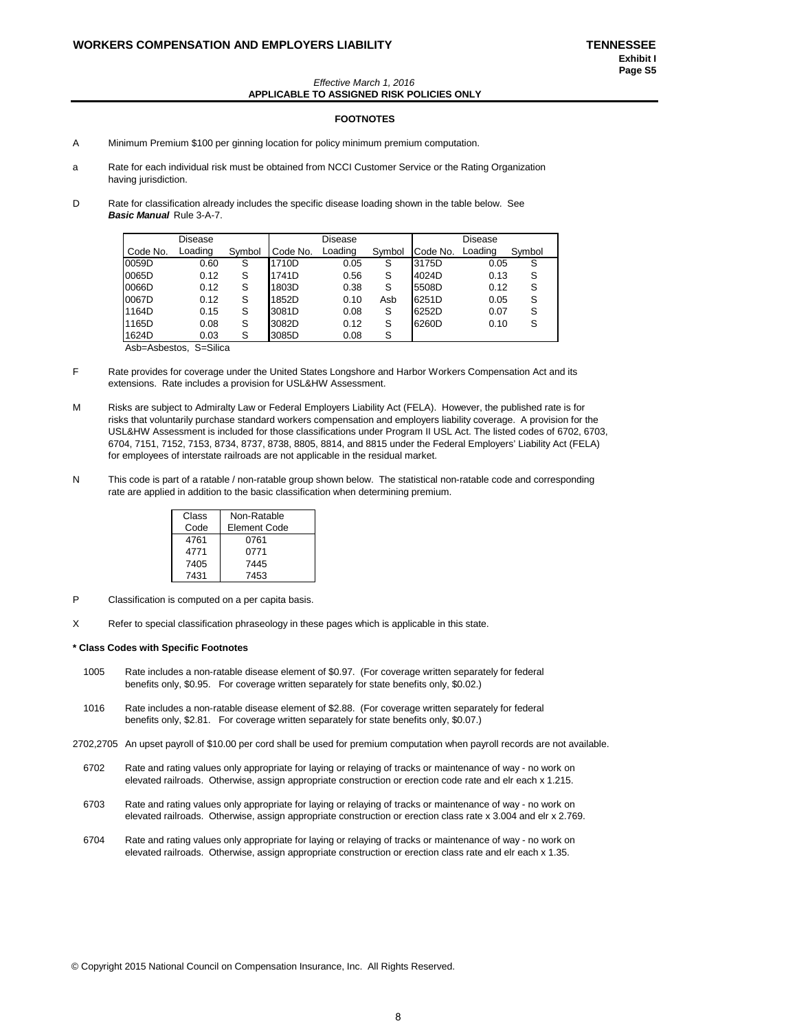**WORKERS COMPENSATION AND EMPLOYERS LIABILITY** **TENNESSEE**
**Exhibit I**
**Page S5**

*Effective March 1, 2016*
**APPLICABLE TO ASSIGNED RISK POLICIES ONLY**

## FOOTNOTES

A Minimum Premium $100 per ginning location for policy minimum premium computation.

a Rate for each individual risk must be obtained from NCCI Customer Service or the Rating Organization having jurisdiction.

D Rate for classification already includes the specific disease loading shown in the table below. See ***Basic Manual*** Rule 3-A-7.

| Code No. | Disease Loading | Symbol | Code No. | Disease Loading | Symbol | Code No. | Disease Loading | Symbol |
|---|---|---|---|---|---|---|---|---|
| 0059D | 0.60 | S | 1710D | 0.05 | S | 3175D | 0.05 | S |
| 0065D | 0.12 | S | 1741D | 0.56 | S | 4024D | 0.13 | S |
| 0066D | 0.12 | S | 1803D | 0.38 | S | 5508D | 0.12 | S |
| 0067D | 0.12 | S | 1852D | 0.10 | Asb | 6251D | 0.05 | S |
| 1164D | 0.15 | S | 3081D | 0.08 | S | 6252D | 0.07 | S |
| 1165D | 0.08 | S | 3082D | 0.12 | S | 6260D | 0.10 | S |
| 1624D | 0.03 | S | 3085D | 0.08 | S | | | |

Asb=Asbestos, S=Silica

F Rate provides for coverage under the United States Longshore and Harbor Workers Compensation Act and its extensions. Rate includes a provision for USL&HW Assessment.

M Risks are subject to Admiralty Law or Federal Employers Liability Act (FELA). However, the published rate is for risks that voluntarily purchase standard workers compensation and employers liability coverage. A provision for the USL&HW Assessment is included for those classifications under Program II USL Act. The listed codes of 6702, 6703, 6704, 7151, 7152, 7153, 8734, 8737, 8738, 8805, 8814, and 8815 under the Federal Employers' Liability Act (FELA) for employees of interstate railroads are not applicable in the residual market.

N This code is part of a ratable / non-ratable group shown below. The statistical non-ratable code and corresponding rate are applied in addition to the basic classification when determining premium.

| Class Code | Non-Ratable Element Code |
|---|---|
| 4761 | 0761 |
| 4771 | 0771 |
| 7405 | 7445 |
| 7431 | 7453 |

P Classification is computed on a per capita basis.

X Refer to special classification phraseology in these pages which is applicable in this state.

**\* Class Codes with Specific Footnotes**

1005 Rate includes a non-ratable disease element of $0.97. (For coverage written separately for federal benefits only, $0.95. For coverage written separately for state benefits only, $0.02.)

1016 Rate includes a non-ratable disease element of $2.88. (For coverage written separately for federal benefits only, $2.81. For coverage written separately for state benefits only, $0.07.)

2702,2705 An upset payroll of $10.00 per cord shall be used for premium computation when payroll records are not available.

6702 Rate and rating values only appropriate for laying or relaying of tracks or maintenance of way - no work on elevated railroads. Otherwise, assign appropriate construction or erection code rate and elr each x 1.215.

6703 Rate and rating values only appropriate for laying or relaying of tracks or maintenance of way - no work on elevated railroads. Otherwise, assign appropriate construction or erection class rate x 3.004 and elr x 2.769.

6704 Rate and rating values only appropriate for laying or relaying of tracks or maintenance of way - no work on elevated railroads. Otherwise, assign appropriate construction or erection class rate and elr each x 1.35.

© Copyright 2015 National Council on Compensation Insurance, Inc. All Rights Reserved.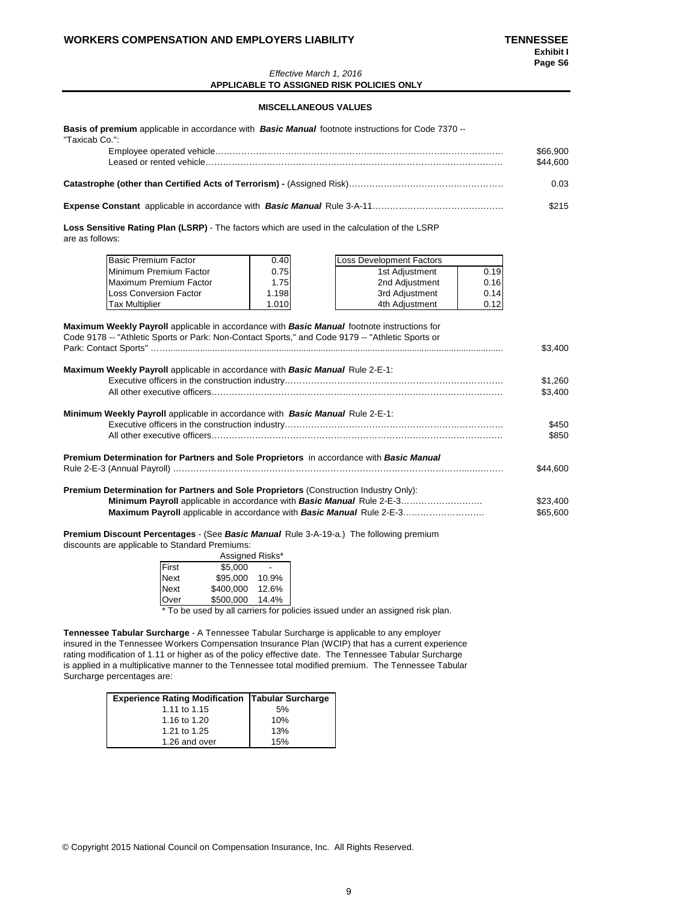**WORKERS COMPENSATION AND EMPLOYERS LIABILITY** **TENNESSEE**

**Exhibit I**
**Page S6**

*Effective March 1, 2016*
**APPLICABLE TO ASSIGNED RISK POLICIES ONLY**

**MISCELLANEOUS VALUES**

**Basis of premium** applicable in accordance with ***Basic Manual*** footnote instructions for Code 7370 -- "Taxicab Co.":

| | |
|---|---|
| Employee operated vehicle…… | $66,900 |
| Leased or rented vehicle…… | $44,600 |

**Catastrophe (other than Certified Acts of Terrorism) -** (Assigned Risk)…… 0.03

**Expense Constant** applicable in accordance with ***Basic Manual*** Rule 3-A-11…… $215

**Loss Sensitive Rating Plan (LSRP)** - The factors which are used in the calculation of the LSRP are as follows:

| | |
|---|---|
| Basic Premium Factor | 0.40 |
| Minimum Premium Factor | 0.75 |
| Maximum Premium Factor | 1.75 |
| Loss Conversion Factor | 1.198 |
| Tax Multiplier | 1.010 |

| Loss Development Factors | |
|---|---|
| 1st Adjustment | 0.19 |
| 2nd Adjustment | 0.16 |
| 3rd Adjustment | 0.14 |
| 4th Adjustment | 0.12 |

**Maximum Weekly Payroll** applicable in accordance with ***Basic Manual*** footnote instructions for Code 9178 -- "Athletic Sports or Park: Non-Contact Sports," and Code 9179 -- "Athletic Sports or Park: Contact Sports" …… $3,400

**Maximum Weekly Payroll** applicable in accordance with ***Basic Manual*** Rule 2-E-1:

| | |
|---|---|
| Executive officers in the construction industry…… | $1,260 |
| All other executive officers…… | $3,400 |

**Minimum Weekly Payroll** applicable in accordance with ***Basic Manual*** Rule 2-E-1:

| | |
|---|---|
| Executive officers in the construction industry…… | $450 |
| All other executive officers…… | $850 |

**Premium Determination for Partners and Sole Proprietors** in accordance with ***Basic Manual*** Rule 2-E-3 (Annual Payroll) …… $44,600

**Premium Determination for Partners and Sole Proprietors** (Construction Industry Only):

| | |
|---|---|
| **Minimum Payroll** applicable in accordance with ***Basic Manual*** Rule 2-E-3…… | $23,400 |
| **Maximum Payroll** applicable in accordance with ***Basic Manual*** Rule 2-E-3…… | $65,600 |

**Premium Discount Percentages** - (See ***Basic Manual*** Rule 3-A-19-a.) The following premium discounts are applicable to Standard Premiums:

| | | Assigned Risks* |
|---|---|---|
| First | $5,000 | - |
| Next | $95,000 | 10.9% |
| Next | $400,000 | 12.6% |
| Over | $500,000 | 14.4% |

\* To be used by all carriers for policies issued under an assigned risk plan.

**Tennessee Tabular Surcharge** - A Tennessee Tabular Surcharge is applicable to any employer insured in the Tennessee Workers Compensation Insurance Plan (WCIP) that has a current experience rating modification of 1.11 or higher as of the policy effective date. The Tennessee Tabular Surcharge is applied in a multiplicative manner to the Tennessee total modified premium. The Tennessee Tabular Surcharge percentages are:

| Experience Rating Modification | Tabular Surcharge |
|---|---|
| 1.11 to 1.15 | 5% |
| 1.16 to 1.20 | 10% |
| 1.21 to 1.25 | 13% |
| 1.26 and over | 15% |

© Copyright 2015 National Council on Compensation Insurance, Inc. All Rights Reserved.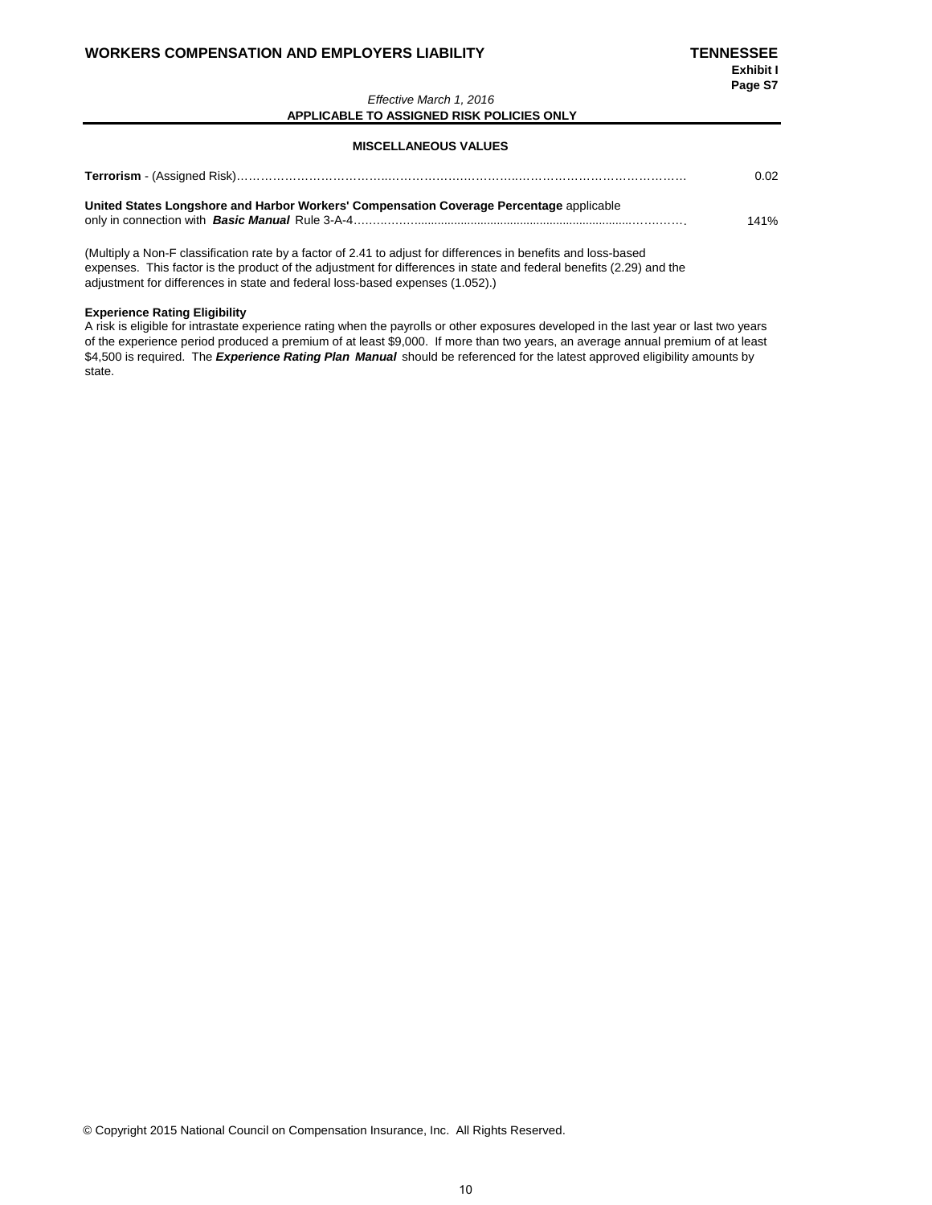**WORKERS COMPENSATION AND EMPLOYERS LIABILITY** **TENNESSEE**

**Exhibit I**
**Page S7**

*Effective March 1, 2016*

**APPLICABLE TO ASSIGNED RISK POLICIES ONLY**

## MISCELLANEOUS VALUES

**Terrorism** - (Assigned Risk)........................................................................................................ 0.02

**United States Longshore and Harbor Workers' Compensation Coverage Percentage** applicable only in connection with ***Basic Manual*** Rule 3-A-4........................................................................ 141%

(Multiply a Non-F classification rate by a factor of 2.41 to adjust for differences in benefits and loss-based expenses. This factor is the product of the adjustment for differences in state and federal benefits (2.29) and the adjustment for differences in state and federal loss-based expenses (1.052).)

**Experience Rating Eligibility**

A risk is eligible for intrastate experience rating when the payrolls or other exposures developed in the last year or last two years of the experience period produced a premium of at least $9,000. If more than two years, an average annual premium of at least $4,500 is required. The ***Experience Rating Plan Manual*** should be referenced for the latest approved eligibility amounts by state.

© Copyright 2015 National Council on Compensation Insurance, Inc. All Rights Reserved.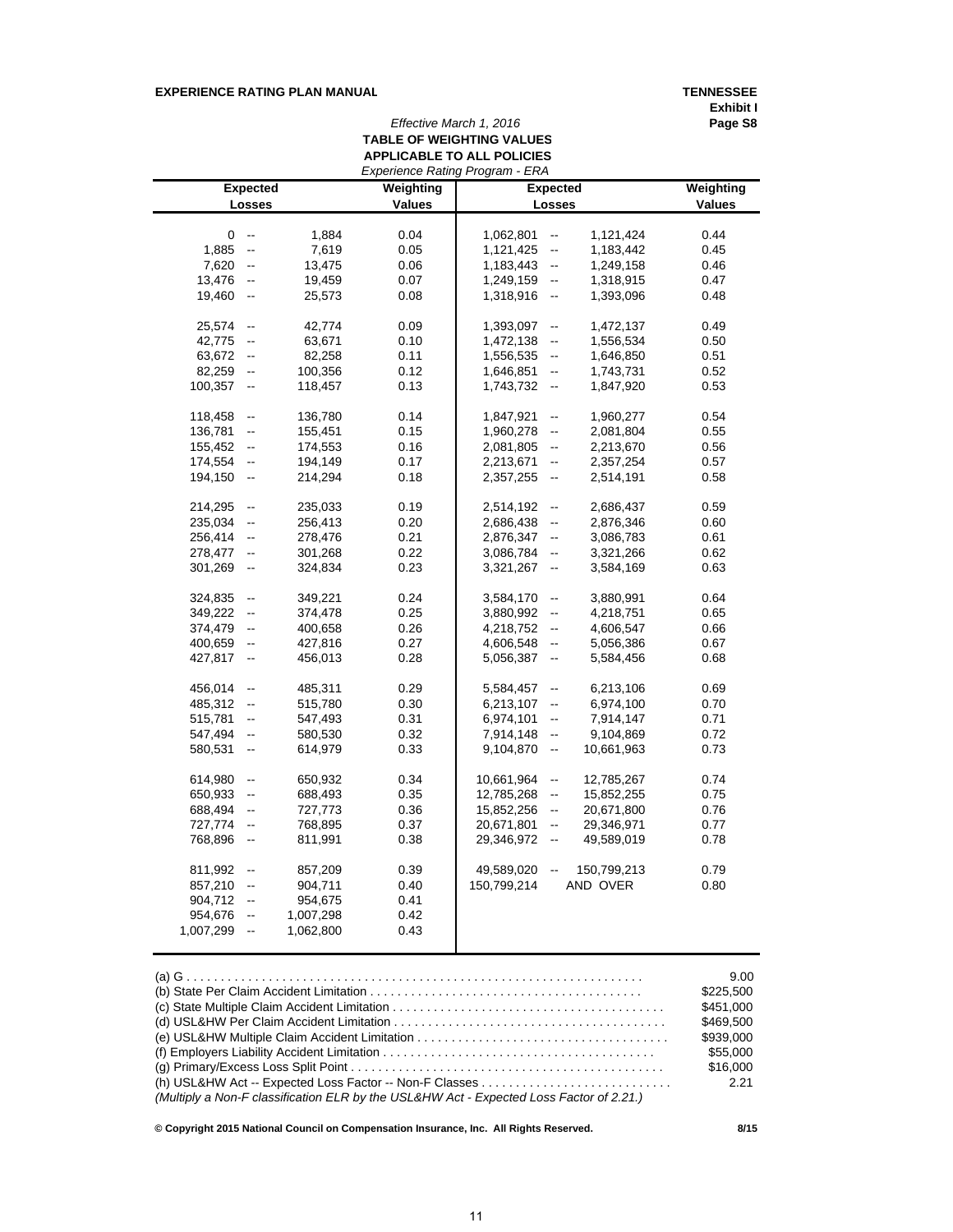**EXPERIENCE RATING PLAN MANUAL** | **TENNESSEE**
**Exhibit I**
**Page S8**

*Effective March 1, 2016*

**TABLE OF WEIGHTING VALUES**
**APPLICABLE TO ALL POLICIES**
*Experience Rating Program - ERA*

| Expected Losses | | | Weighting Values | Expected Losses | | | Weighting Values |
|---|---|---|---|---|---|---|---|
| 0 | -- | 1,884 | 0.04 | 1,062,801 | -- | 1,121,424 | 0.44 |
| 1,885 | -- | 7,619 | 0.05 | 1,121,425 | -- | 1,183,442 | 0.45 |
| 7,620 | -- | 13,475 | 0.06 | 1,183,443 | -- | 1,249,158 | 0.46 |
| 13,476 | -- | 19,459 | 0.07 | 1,249,159 | -- | 1,318,915 | 0.47 |
| 19,460 | -- | 25,573 | 0.08 | 1,318,916 | -- | 1,393,096 | 0.48 |
| 25,574 | -- | 42,774 | 0.09 | 1,393,097 | -- | 1,472,137 | 0.49 |
| 42,775 | -- | 63,671 | 0.10 | 1,472,138 | -- | 1,556,534 | 0.50 |
| 63,672 | -- | 82,258 | 0.11 | 1,556,535 | -- | 1,646,850 | 0.51 |
| 82,259 | -- | 100,356 | 0.12 | 1,646,851 | -- | 1,743,731 | 0.52 |
| 100,357 | -- | 118,457 | 0.13 | 1,743,732 | -- | 1,847,920 | 0.53 |
| 118,458 | -- | 136,780 | 0.14 | 1,847,921 | -- | 1,960,277 | 0.54 |
| 136,781 | -- | 155,451 | 0.15 | 1,960,278 | -- | 2,081,804 | 0.55 |
| 155,452 | -- | 174,553 | 0.16 | 2,081,805 | -- | 2,213,670 | 0.56 |
| 174,554 | -- | 194,149 | 0.17 | 2,213,671 | -- | 2,357,254 | 0.57 |
| 194,150 | -- | 214,294 | 0.18 | 2,357,255 | -- | 2,514,191 | 0.58 |
| 214,295 | -- | 235,033 | 0.19 | 2,514,192 | -- | 2,686,437 | 0.59 |
| 235,034 | -- | 256,413 | 0.20 | 2,686,438 | -- | 2,876,346 | 0.60 |
| 256,414 | -- | 278,476 | 0.21 | 2,876,347 | -- | 3,086,783 | 0.61 |
| 278,477 | -- | 301,268 | 0.22 | 3,086,784 | -- | 3,321,266 | 0.62 |
| 301,269 | -- | 324,834 | 0.23 | 3,321,267 | -- | 3,584,169 | 0.63 |
| 324,835 | -- | 349,221 | 0.24 | 3,584,170 | -- | 3,880,991 | 0.64 |
| 349,222 | -- | 374,478 | 0.25 | 3,880,992 | -- | 4,218,751 | 0.65 |
| 374,479 | -- | 400,658 | 0.26 | 4,218,752 | -- | 4,606,547 | 0.66 |
| 400,659 | -- | 427,816 | 0.27 | 4,606,548 | -- | 5,056,386 | 0.67 |
| 427,817 | -- | 456,013 | 0.28 | 5,056,387 | -- | 5,584,456 | 0.68 |
| 456,014 | -- | 485,311 | 0.29 | 5,584,457 | -- | 6,213,106 | 0.69 |
| 485,312 | -- | 515,780 | 0.30 | 6,213,107 | -- | 6,974,100 | 0.70 |
| 515,781 | -- | 547,493 | 0.31 | 6,974,101 | -- | 7,914,147 | 0.71 |
| 547,494 | -- | 580,530 | 0.32 | 7,914,148 | -- | 9,104,869 | 0.72 |
| 580,531 | -- | 614,979 | 0.33 | 9,104,870 | -- | 10,661,963 | 0.73 |
| 614,980 | -- | 650,932 | 0.34 | 10,661,964 | -- | 12,785,267 | 0.74 |
| 650,933 | -- | 688,493 | 0.35 | 12,785,268 | -- | 15,852,255 | 0.75 |
| 688,494 | -- | 727,773 | 0.36 | 15,852,256 | -- | 20,671,800 | 0.76 |
| 727,774 | -- | 768,895 | 0.37 | 20,671,801 | -- | 29,346,971 | 0.77 |
| 768,896 | -- | 811,991 | 0.38 | 29,346,972 | -- | 49,589,019 | 0.78 |
| 811,992 | -- | 857,209 | 0.39 | 49,589,020 | -- | 150,799,213 | 0.79 |
| 857,210 | -- | 904,711 | 0.40 | 150,799,214 | | AND OVER | 0.80 |
| 904,712 | -- | 954,675 | 0.41 | | | | |
| 954,676 | -- | 1,007,298 | 0.42 | | | | |
| 1,007,299 | -- | 1,062,800 | 0.43 | | | | |

(a) G . . . . . . . . . . . . . . . . . . . . . . . . . . . . . . . . . . . . . . . . . . . . . . . . . . . . . . . . . . . . . . . . . 9.00
(b) State Per Claim Accident Limitation . . . . . . . . . . . . . . . . . . . . . . . . . . . . . . . . . . . . . . . . $225,500
(c) State Multiple Claim Accident Limitation . . . . . . . . . . . . . . . . . . . . . . . . . . . . . . . . . . . . . . . $451,000
(d) USL&HW Per Claim Accident Limitation . . . . . . . . . . . . . . . . . . . . . . . . . . . . . . . . . . . . . . . $469,500
(e) USL&HW Multiple Claim Accident Limitation . . . . . . . . . . . . . . . . . . . . . . . . . . . . . . . . . . . . $939,000
(f) Employers Liability Accident Limitation . . . . . . . . . . . . . . . . . . . . . . . . . . . . . . . . . . . . . . . $55,000
(g) Primary/Excess Loss Split Point . . . . . . . . . . . . . . . . . . . . . . . . . . . . . . . . . . . . . . . . . . . . $16,000
(h) USL&HW Act -- Expected Loss Factor -- Non-F Classes . . . . . . . . . . . . . . . . . . . . . . . . . . . 2.21
*(Multiply a Non-F classification ELR by the USL&HW Act - Expected Loss Factor of 2.21.)*

**© Copyright 2015 National Council on Compensation Insurance, Inc. All Rights Reserved.** **8/15**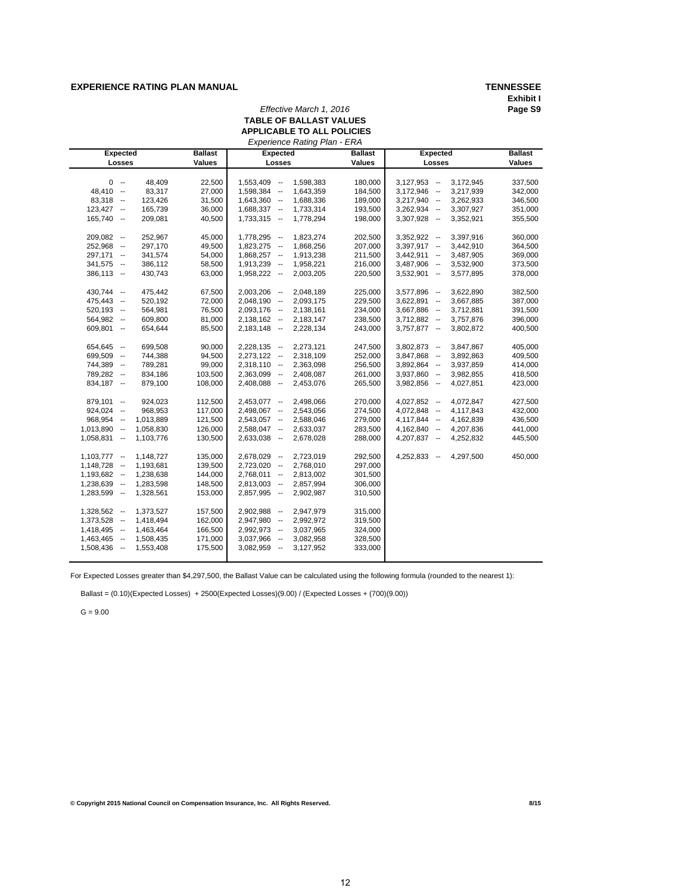**EXPERIENCE RATING PLAN MANUAL** **TENNESSEE**

**Exhibit I**

**Page S9**

*Effective March 1, 2016*

**TABLE OF BALLAST VALUES**

**APPLICABLE TO ALL POLICIES**

*Experience Rating Plan - ERA*

| Expected Losses | Ballast Values | Expected Losses | Ballast Values | Expected Losses | Ballast Values |
|---|---|---|---|---|---|
| 0 -- 48,409 | 22,500 | 1,553,409 -- 1,598,383 | 180,000 | 3,127,953 -- 3,172,945 | 337,500 |
| 48,410 -- 83,317 | 27,000 | 1,598,384 -- 1,643,359 | 184,500 | 3,172,946 -- 3,217,939 | 342,000 |
| 83,318 -- 123,426 | 31,500 | 1,643,360 -- 1,688,336 | 189,000 | 3,217,940 -- 3,262,933 | 346,500 |
| 123,427 -- 165,739 | 36,000 | 1,688,337 -- 1,733,314 | 193,500 | 3,262,934 -- 3,307,927 | 351,000 |
| 165,740 -- 209,081 | 40,500 | 1,733,315 -- 1,778,294 | 198,000 | 3,307,928 -- 3,352,921 | 355,500 |
| 209,082 -- 252,967 | 45,000 | 1,778,295 -- 1,823,274 | 202,500 | 3,352,922 -- 3,397,916 | 360,000 |
| 252,968 -- 297,170 | 49,500 | 1,823,275 -- 1,868,256 | 207,000 | 3,397,917 -- 3,442,910 | 364,500 |
| 297,171 -- 341,574 | 54,000 | 1,868,257 -- 1,913,238 | 211,500 | 3,442,911 -- 3,487,905 | 369,000 |
| 341,575 -- 386,112 | 58,500 | 1,913,239 -- 1,958,221 | 216,000 | 3,487,906 -- 3,532,900 | 373,500 |
| 386,113 -- 430,743 | 63,000 | 1,958,222 -- 2,003,205 | 220,500 | 3,532,901 -- 3,577,895 | 378,000 |
| 430,744 -- 475,442 | 67,500 | 2,003,206 -- 2,048,189 | 225,000 | 3,577,896 -- 3,622,890 | 382,500 |
| 475,443 -- 520,192 | 72,000 | 2,048,190 -- 2,093,175 | 229,500 | 3,622,891 -- 3,667,885 | 387,000 |
| 520,193 -- 564,981 | 76,500 | 2,093,176 -- 2,138,161 | 234,000 | 3,667,886 -- 3,712,881 | 391,500 |
| 564,982 -- 609,800 | 81,000 | 2,138,162 -- 2,183,147 | 238,500 | 3,712,882 -- 3,757,876 | 396,000 |
| 609,801 -- 654,644 | 85,500 | 2,183,148 -- 2,228,134 | 243,000 | 3,757,877 -- 3,802,872 | 400,500 |
| 654,645 -- 699,508 | 90,000 | 2,228,135 -- 2,273,121 | 247,500 | 3,802,873 -- 3,847,867 | 405,000 |
| 699,509 -- 744,388 | 94,500 | 2,273,122 -- 2,318,109 | 252,000 | 3,847,868 -- 3,892,863 | 409,500 |
| 744,389 -- 789,281 | 99,000 | 2,318,110 -- 2,363,098 | 256,500 | 3,892,864 -- 3,937,859 | 414,000 |
| 789,282 -- 834,186 | 103,500 | 2,363,099 -- 2,408,087 | 261,000 | 3,937,860 -- 3,982,855 | 418,500 |
| 834,187 -- 879,100 | 108,000 | 2,408,088 -- 2,453,076 | 265,500 | 3,982,856 -- 4,027,851 | 423,000 |
| 879,101 -- 924,023 | 112,500 | 2,453,077 -- 2,498,066 | 270,000 | 4,027,852 -- 4,072,847 | 427,500 |
| 924,024 -- 968,953 | 117,000 | 2,498,067 -- 2,543,056 | 274,500 | 4,072,848 -- 4,117,843 | 432,000 |
| 968,954 -- 1,013,889 | 121,500 | 2,543,057 -- 2,588,046 | 279,000 | 4,117,844 -- 4,162,839 | 436,500 |
| 1,013,890 -- 1,058,830 | 126,000 | 2,588,047 -- 2,633,037 | 283,500 | 4,162,840 -- 4,207,836 | 441,000 |
| 1,058,831 -- 1,103,776 | 130,500 | 2,633,038 -- 2,678,028 | 288,000 | 4,207,837 -- 4,252,832 | 445,500 |
| 1,103,777 -- 1,148,727 | 135,000 | 2,678,029 -- 2,723,019 | 292,500 | 4,252,833 -- 4,297,500 | 450,000 |
| 1,148,728 -- 1,193,681 | 139,500 | 2,723,020 -- 2,768,010 | 297,000 | | |
| 1,193,682 -- 1,238,638 | 144,000 | 2,768,011 -- 2,813,002 | 301,500 | | |
| 1,238,639 -- 1,283,598 | 148,500 | 2,813,003 -- 2,857,994 | 306,000 | | |
| 1,283,599 -- 1,328,561 | 153,000 | 2,857,995 -- 2,902,987 | 310,500 | | |
| 1,328,562 -- 1,373,527 | 157,500 | 2,902,988 -- 2,947,979 | 315,000 | | |
| 1,373,528 -- 1,418,494 | 162,000 | 2,947,980 -- 2,992,972 | 319,500 | | |
| 1,418,495 -- 1,463,464 | 166,500 | 2,992,973 -- 3,037,965 | 324,000 | | |
| 1,463,465 -- 1,508,435 | 171,000 | 3,037,966 -- 3,082,958 | 328,500 | | |
| 1,508,436 -- 1,553,408 | 175,500 | 3,082,959 -- 3,127,952 | 333,000 | | |

For Expected Losses greater than $4,297,500, the Ballast Value can be calculated using the following formula (rounded to the nearest 1):

Ballast = (0.10)(Expected Losses) + 2500(Expected Losses)(9.00) / (Expected Losses + (700)(9.00))

G = 9.00

**© Copyright 2015 National Council on Compensation Insurance, Inc. All Rights Reserved.** **8/15**